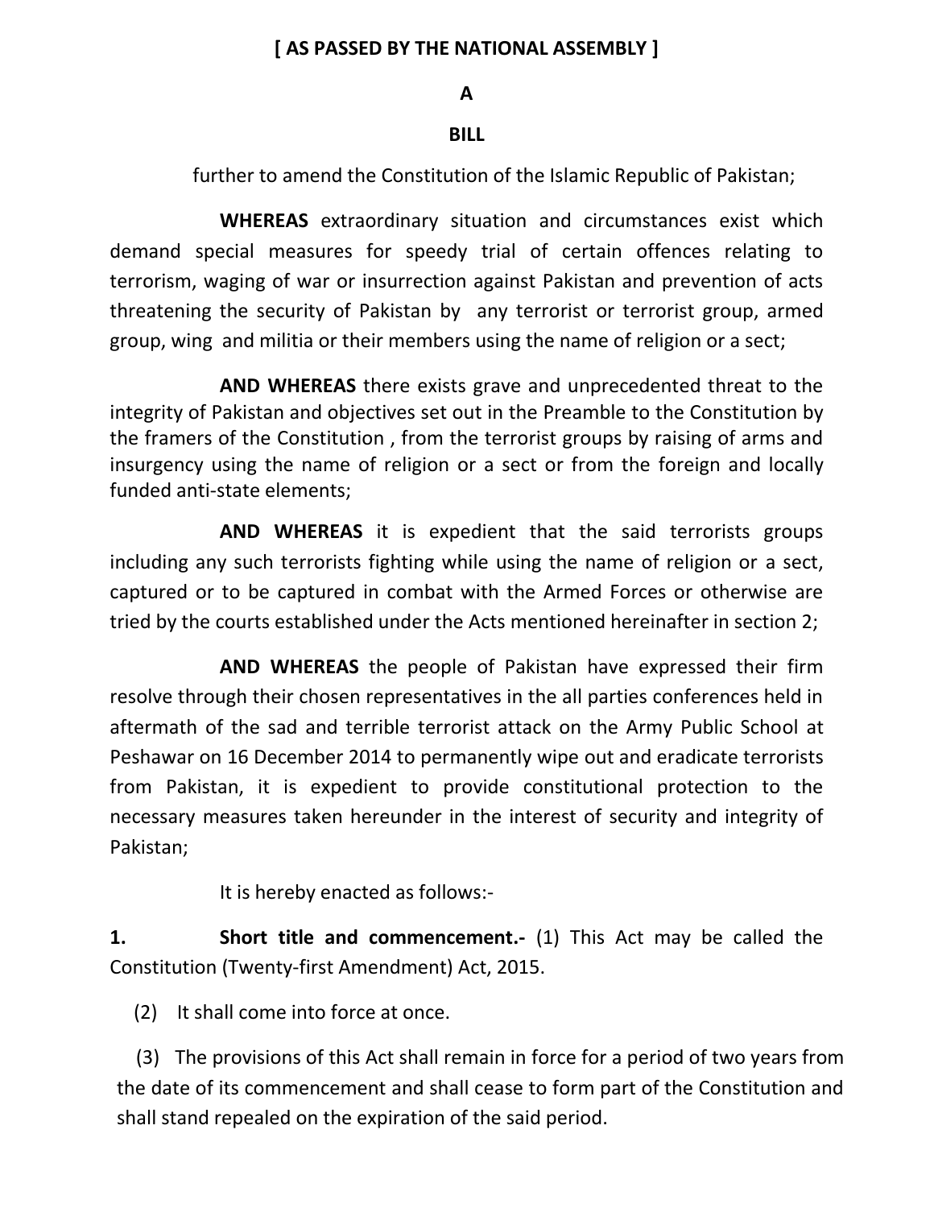**[ AS PASSED BY THE NATIONAL ASSEMBLY ]**

**A**

**BILL**

further to amend the Constitution of the Islamic Republic of Pakistan;

**WHEREAS** extraordinary situation and circumstances exist which demand special measures for speedy trial of certain offences relating to terrorism, waging of war or insurrection against Pakistan and prevention of acts threatening the security of Pakistan by any terrorist or terrorist group, armed group, wing and militia or their members using the name of religion or a sect;

**AND WHEREAS** there exists grave and unprecedented threat to the integrity of Pakistan and objectives set out in the Preamble to the Constitution by the framers of the Constitution , from the terrorist groups by raising of arms and insurgency using the name of religion or a sect or from the foreign and locally funded anti-state elements;

**AND WHEREAS** it is expedient that the said terrorists groups including any such terrorists fighting while using the name of religion or a sect, captured or to be captured in combat with the Armed Forces or otherwise are tried by the courts established under the Acts mentioned hereinafter in section 2;

**AND WHEREAS** the people of Pakistan have expressed their firm resolve through their chosen representatives in the all parties conferences held in aftermath of the sad and terrible terrorist attack on the Army Public School at Peshawar on 16 December 2014 to permanently wipe out and eradicate terrorists from Pakistan, it is expedient to provide constitutional protection to the necessary measures taken hereunder in the interest of security and integrity of Pakistan;

It is hereby enacted as follows:-

**1. Short title and commencement.-** (1) This Act may be called the Constitution (Twenty-first Amendment) Act, 2015.

(2) It shall come into force at once.

(3) The provisions of this Act shall remain in force for a period of two years from the date of its commencement and shall cease to form part of the Constitution and shall stand repealed on the expiration of the said period.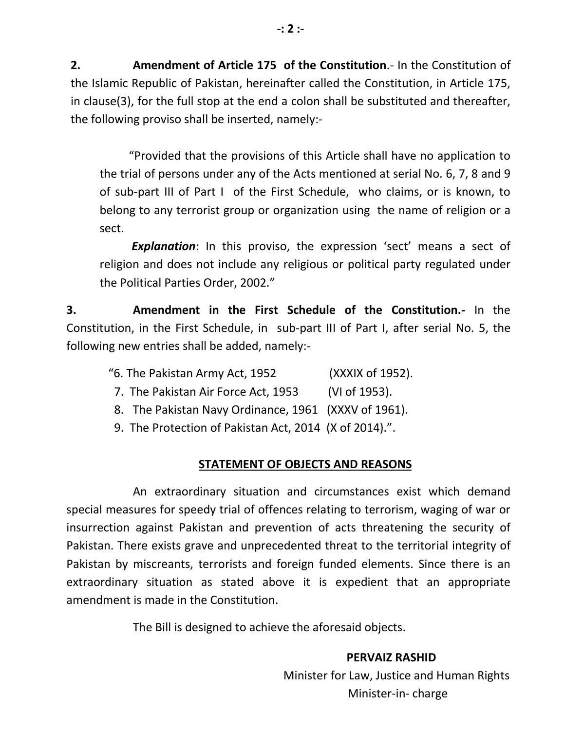**2. Amendment of Article 175 of the Constitution**.- In the Constitution of the Islamic Republic of Pakistan, hereinafter called the Constitution, in Article 175, in clause(3), for the full stop at the end a colon shall be substituted and thereafter, the following proviso shall be inserted, namely:-

> "Provided that the provisions of this Article shall have no application to the trial of persons under any of the Acts mentioned at serial No. 6, 7, 8 and 9 of sub-part III of Part I of the First Schedule, who claims, or is known, to belong to any terrorist group or organization using the name of religion or a sect.
>
> ***Explanation***: In this proviso, the expression 'sect' means a sect of religion and does not include any religious or political party regulated under the Political Parties Order, 2002."

**3. Amendment in the First Schedule of the Constitution.-** In the Constitution, in the First Schedule, in sub-part III of Part I, after serial No. 5, the following new entries shall be added, namely:-

"6. The Pakistan Army Act, 1952 (XXXIX of 1952).
7. The Pakistan Air Force Act, 1953 (VI of 1953).
8. The Pakistan Navy Ordinance, 1961 (XXXV of 1961).
9. The Protection of Pakistan Act, 2014 (X of 2014).".

## STATEMENT OF OBJECTS AND REASONS

An extraordinary situation and circumstances exist which demand special measures for speedy trial of offences relating to terrorism, waging of war or insurrection against Pakistan and prevention of acts threatening the security of Pakistan. There exists grave and unprecedented threat to the territorial integrity of Pakistan by miscreants, terrorists and foreign funded elements. Since there is an extraordinary situation as stated above it is expedient that an appropriate amendment is made in the Constitution.

The Bill is designed to achieve the aforesaid objects.

**PERVAIZ RASHID**
Minister for Law, Justice and Human Rights
Minister-in- charge